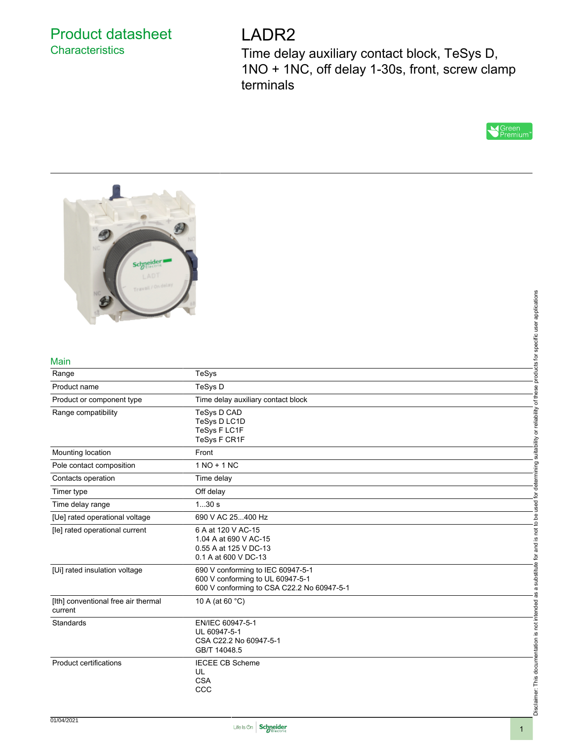# Product datasheet

## Characteristics

# LADR2

Time delay auxiliary contact block, TeSys D, 1NO + 1NC, off delay 1-30s, front, screw clamp terminals

## Main

| | |
|---|---|
| Range | TeSys |
| Product name | TeSys D |
| Product or component type | Time delay auxiliary contact block |
| Range compatibility | TeSys D CAD<br>TeSys D LC1D<br>TeSys F LC1F<br>TeSys F CR1F |
| Mounting location | Front |
| Pole contact composition | 1 NO + 1 NC |
| Contacts operation | Time delay |
| Timer type | Off delay |
| Time delay range | 1...30 s |
| [Ue] rated operational voltage | 690 V AC 25...400 Hz |
| [Ie] rated operational current | 6 A at 120 V AC-15<br>1.04 A at 690 V AC-15<br>0.55 A at 125 V DC-13<br>0.1 A at 600 V DC-13 |
| [Ui] rated insulation voltage | 690 V conforming to IEC 60947-5-1<br>600 V conforming to UL 60947-5-1<br>600 V conforming to CSA C22.2 No 60947-5-1 |
| [Ith] conventional free air thermal current | 10 A (at 60 °C) |
| Standards | EN/IEC 60947-5-1<br>UL 60947-5-1<br>CSA C22.2 No 60947-5-1<br>GB/T 14048.5 |
| Product certifications | IECEE CB Scheme<br>UL<br>CSA<br>CCC |

Disclaimer: This documentation is not intended as a substitute for and is not to be used for determining suitability or reliability of these products for specific user applications

01/04/2021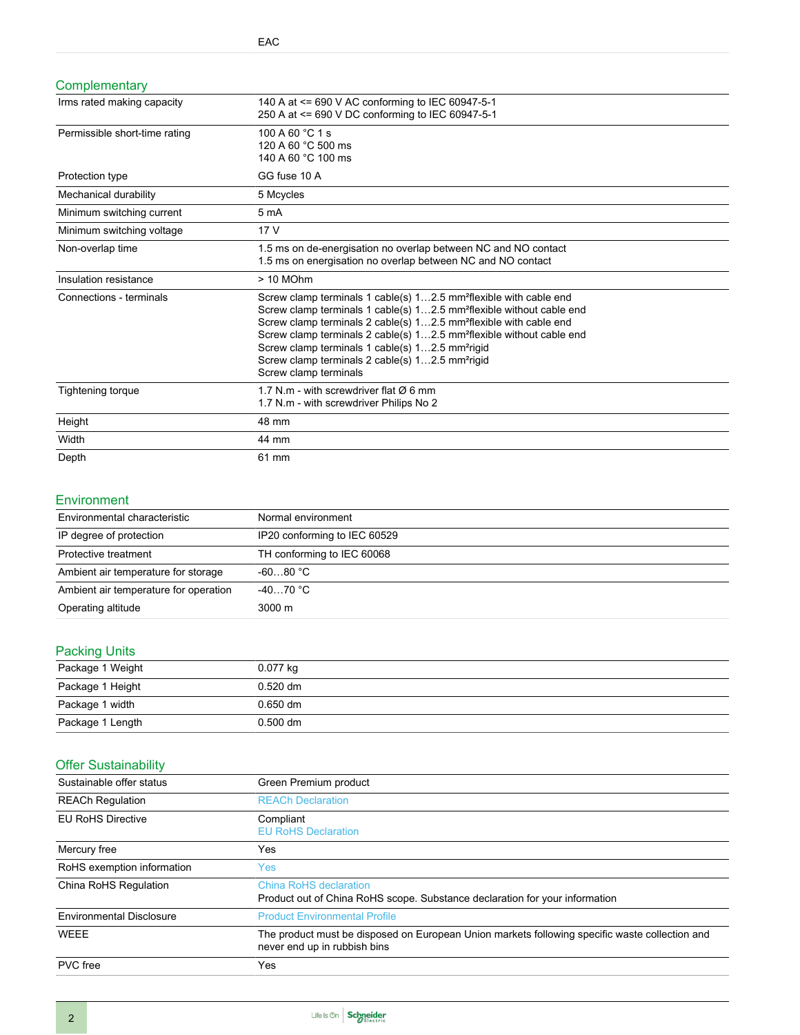| | |
|---|---|
| | EAC |

## Complementary

| | |
|---|---|
| Irms rated making capacity | 140 A at <= 690 V AC conforming to IEC 60947-5-1<br>250 A at <= 690 V DC conforming to IEC 60947-5-1 |
| Permissible short-time rating | 100 A 60 °C 1 s<br>120 A 60 °C 500 ms<br>140 A 60 °C 100 ms |
| Protection type | GG fuse 10 A |
| Mechanical durability | 5 Mcycles |
| Minimum switching current | 5 mA |
| Minimum switching voltage | 17 V |
| Non-overlap time | 1.5 ms on de-energisation no overlap between NC and NO contact<br>1.5 ms on energisation no overlap between NC and NO contact |
| Insulation resistance | > 10 MOhm |
| Connections - terminals | Screw clamp terminals 1 cable(s) 1…2.5 mm²flexible with cable end<br>Screw clamp terminals 1 cable(s) 1…2.5 mm²flexible without cable end<br>Screw clamp terminals 2 cable(s) 1…2.5 mm²flexible with cable end<br>Screw clamp terminals 2 cable(s) 1…2.5 mm²flexible without cable end<br>Screw clamp terminals 1 cable(s) 1…2.5 mm²rigid<br>Screw clamp terminals 2 cable(s) 1…2.5 mm²rigid<br>Screw clamp terminals |
| Tightening torque | 1.7 N.m - with screwdriver flat Ø 6 mm<br>1.7 N.m - with screwdriver Philips No 2 |
| Height | 48 mm |
| Width | 44 mm |
| Depth | 61 mm |

## Environment

| | |
|---|---|
| Environmental characteristic | Normal environment |
| IP degree of protection | IP20 conforming to IEC 60529 |
| Protective treatment | TH conforming to IEC 60068 |
| Ambient air temperature for storage | -60…80 °C |
| Ambient air temperature for operation | -40…70 °C |
| Operating altitude | 3000 m |

## Packing Units

| | |
|---|---|
| Package 1 Weight | 0.077 kg |
| Package 1 Height | 0.520 dm |
| Package 1 width | 0.650 dm |
| Package 1 Length | 0.500 dm |

## Offer Sustainability

| | |
|---|---|
| Sustainable offer status | Green Premium product |
| REACh Regulation | REACh Declaration |
| EU RoHS Directive | Compliant<br>EU RoHS Declaration |
| Mercury free | Yes |
| RoHS exemption information | Yes |
| China RoHS Regulation | China RoHS declaration<br>Product out of China RoHS scope. Substance declaration for your information |
| Environmental Disclosure | Product Environmental Profile |
| WEEE | The product must be disposed on European Union markets following specific waste collection and never end up in rubbish bins |
| PVC free | Yes |